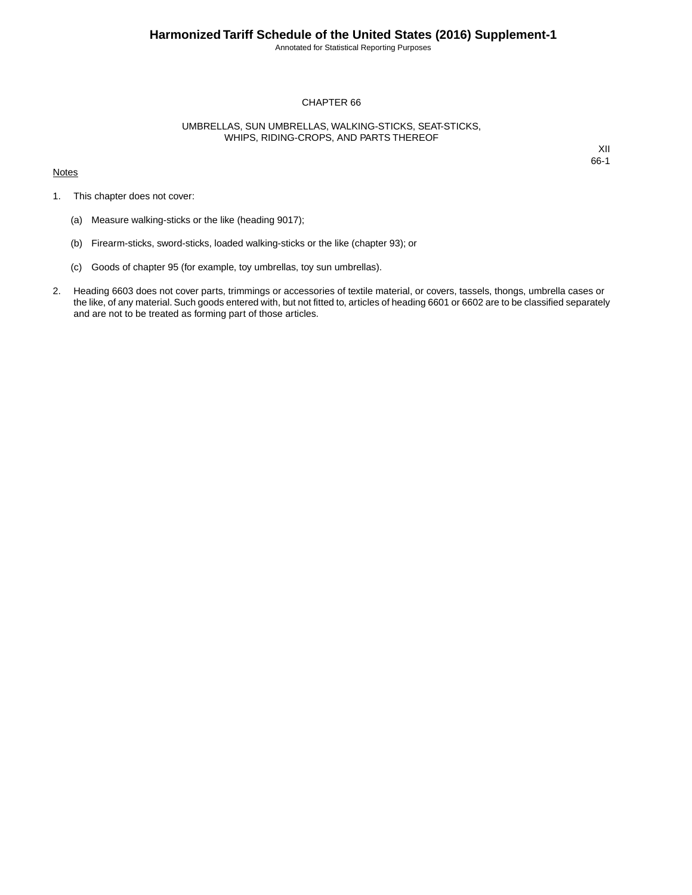# CHAPTER 66

## UMBRELLAS, SUN UMBRELLAS, WALKING-STICKS, SEAT-STICKS, WHIPS, RIDING-CROPS, AND PARTS THEREOF

XII
66-1

Notes

1. This chapter does not cover:

   (a) Measure walking-sticks or the like (heading 9017);

   (b) Firearm-sticks, sword-sticks, loaded walking-sticks or the like (chapter 93); or

   (c) Goods of chapter 95 (for example, toy umbrellas, toy sun umbrellas).

2. Heading 6603 does not cover parts, trimmings or accessories of textile material, or covers, tassels, thongs, umbrella cases or the like, of any material. Such goods entered with, but not fitted to, articles of heading 6601 or 6602 are to be classified separately and are not to be treated as forming part of those articles.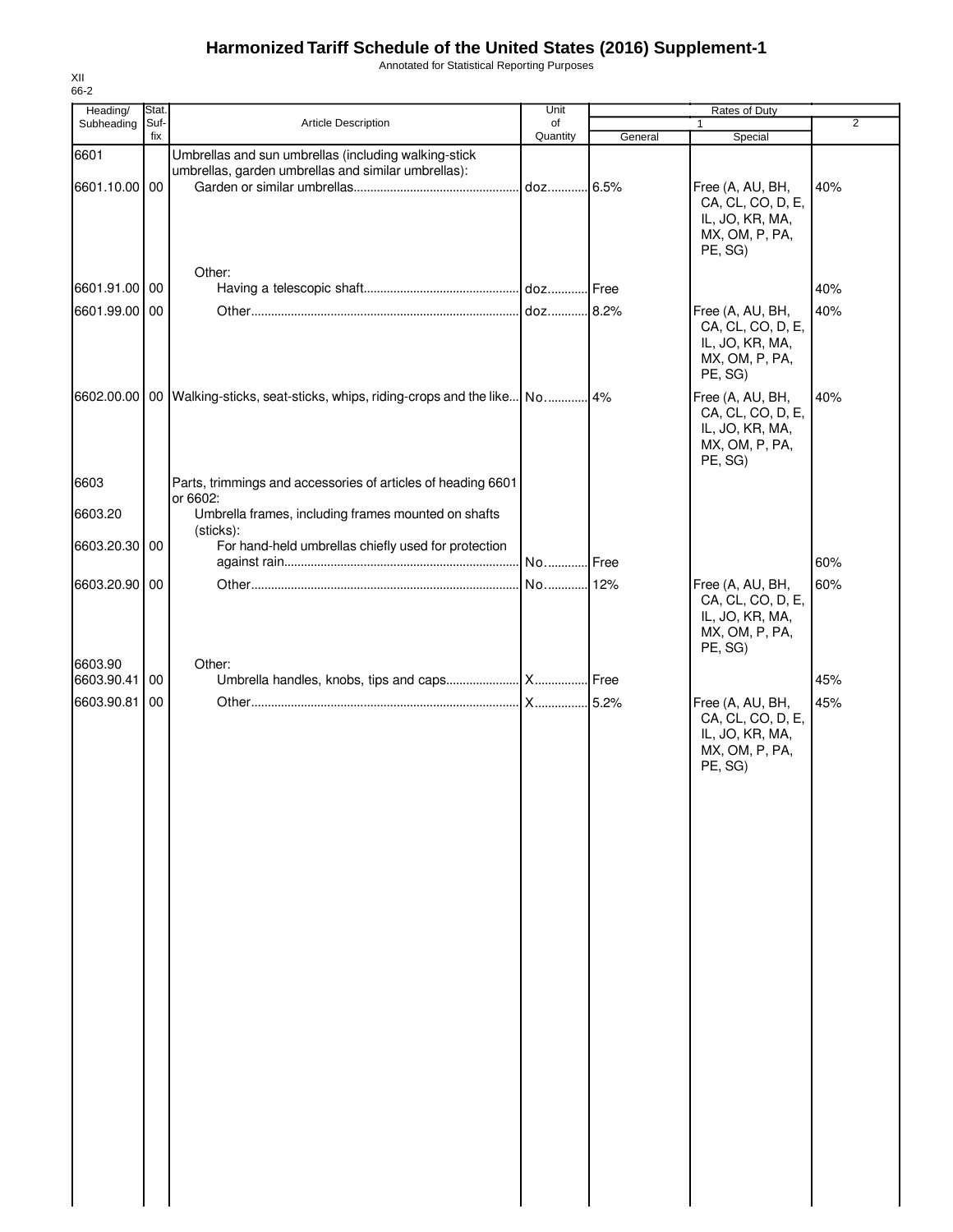# Harmonized Tariff Schedule of the United States (2016) Supplement-1

Annotated for Statistical Reporting Purposes

XII
66-2

| Heading/ Subheading | Stat. Suf-fix | Article Description | Unit of Quantity | Rates of Duty 1 General | Special | 2 |
|---|---|---|---|---|---|---|
| 6601 | | Umbrellas and sun umbrellas (including walking-stick umbrellas, garden umbrellas and similar umbrellas): | | | | |
| 6601.10.00 | 00 | Garden or similar umbrellas | doz | 6.5% | Free (A, AU, BH, CA, CL, CO, D, E, IL, JO, KR, MA, MX, OM, P, PA, PE, SG) | 40% |
| | | Other: | | | | |
| 6601.91.00 | 00 | Having a telescopic shaft | doz | Free | | 40% |
| 6601.99.00 | 00 | Other | doz | 8.2% | Free (A, AU, BH, CA, CL, CO, D, E, IL, JO, KR, MA, MX, OM, P, PA, PE, SG) | 40% |
| 6602.00.00 | 00 | Walking-sticks, seat-sticks, whips, riding-crops and the like | No. | 4% | Free (A, AU, BH, CA, CL, CO, D, E, IL, JO, KR, MA, MX, OM, P, PA, PE, SG) | 40% |
| 6603 | | Parts, trimmings and accessories of articles of heading 6601 or 6602: | | | | |
| 6603.20 | | Umbrella frames, including frames mounted on shafts (sticks): | | | | |
| 6603.20.30 | 00 | For hand-held umbrellas chiefly used for protection against rain | No. | Free | | 60% |
| 6603.20.90 | 00 | Other | No. | 12% | Free (A, AU, BH, CA, CL, CO, D, E, IL, JO, KR, MA, MX, OM, P, PA, PE, SG) | 60% |
| 6603.90 | | Other: | | | | |
| 6603.90.41 | 00 | Umbrella handles, knobs, tips and caps | X | Free | | 45% |
| 6603.90.81 | 00 | Other | X | 5.2% | Free (A, AU, BH, CA, CL, CO, D, E, IL, JO, KR, MA, MX, OM, P, PA, PE, SG) | 45% |